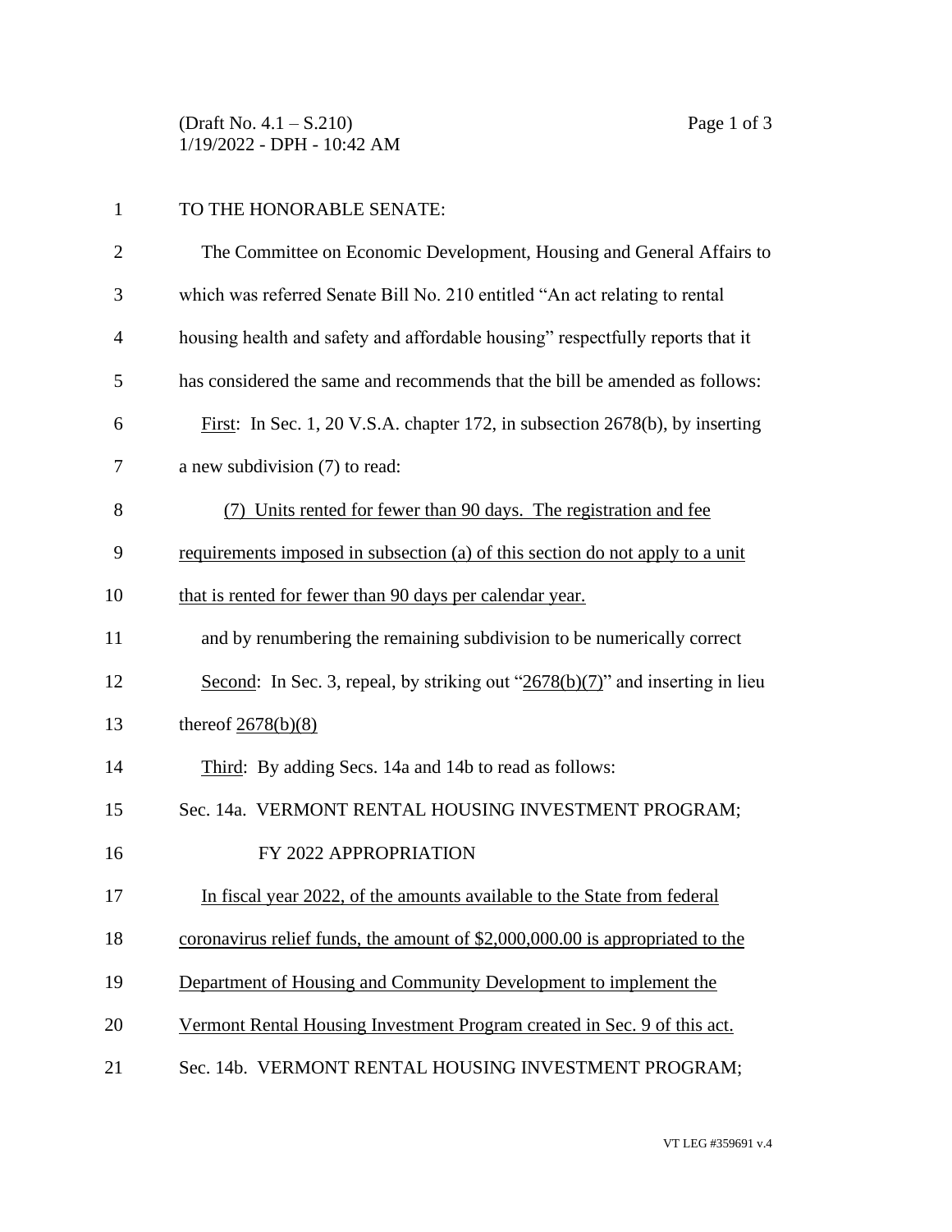(Draft No. 4.1 – S.210)
1/19/2022 - DPH - 10:42 AM

TO THE HONORABLE SENATE:

The Committee on Economic Development, Housing and General Affairs to which was referred Senate Bill No. 210 entitled "An act relating to rental housing health and safety and affordable housing" respectfully reports that it has considered the same and recommends that the bill be amended as follows:

First: In Sec. 1, 20 V.S.A. chapter 172, in subsection 2678(b), by inserting a new subdivision (7) to read:

(7) Units rented for fewer than 90 days. The registration and fee requirements imposed in subsection (a) of this section do not apply to a unit that is rented for fewer than 90 days per calendar year.

and by renumbering the remaining subdivision to be numerically correct

Second: In Sec. 3, repeal, by striking out "2678(b)(7)" and inserting in lieu thereof 2678(b)(8)

Third: By adding Secs. 14a and 14b to read as follows:

Sec. 14a. VERMONT RENTAL HOUSING INVESTMENT PROGRAM; FY 2022 APPROPRIATION

In fiscal year 2022, of the amounts available to the State from federal coronavirus relief funds, the amount of $2,000,000.00 is appropriated to the Department of Housing and Community Development to implement the Vermont Rental Housing Investment Program created in Sec. 9 of this act.

Sec. 14b. VERMONT RENTAL HOUSING INVESTMENT PROGRAM;

VT LEG #359691 v.4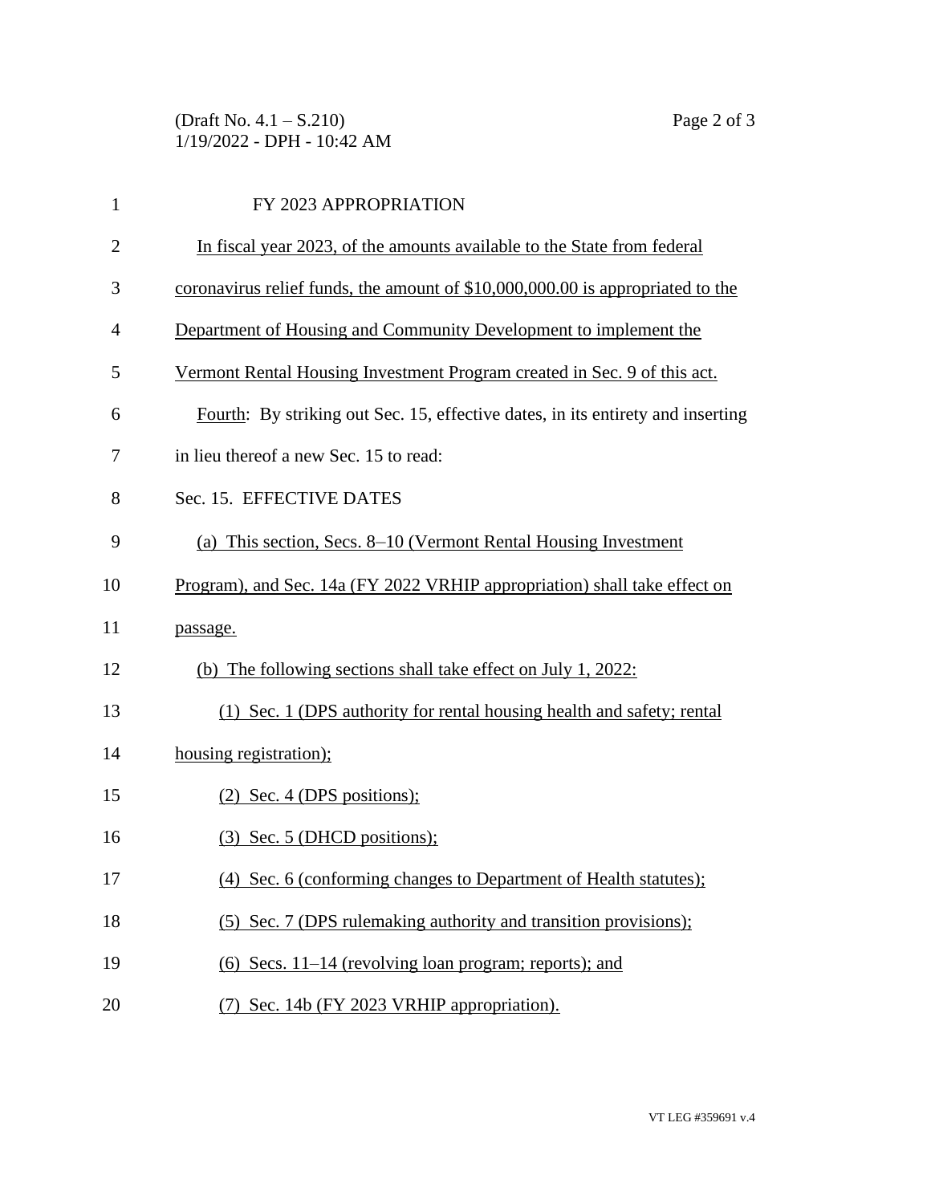FY 2023 APPROPRIATION

In fiscal year 2023, of the amounts available to the State from federal coronavirus relief funds, the amount of $10,000,000.00 is appropriated to the Department of Housing and Community Development to implement the Vermont Rental Housing Investment Program created in Sec. 9 of this act.

Fourth: By striking out Sec. 15, effective dates, in its entirety and inserting in lieu thereof a new Sec. 15 to read:

Sec. 15. EFFECTIVE DATES

(a) This section, Secs. 8–10 (Vermont Rental Housing Investment Program), and Sec. 14a (FY 2022 VRHIP appropriation) shall take effect on passage.

(b) The following sections shall take effect on July 1, 2022:

(1) Sec. 1 (DPS authority for rental housing health and safety; rental housing registration);

(2) Sec. 4 (DPS positions);

(3) Sec. 5 (DHCD positions);

(4) Sec. 6 (conforming changes to Department of Health statutes);

(5) Sec. 7 (DPS rulemaking authority and transition provisions);

(6) Secs. 11–14 (revolving loan program; reports); and

(7) Sec. 14b (FY 2023 VRHIP appropriation).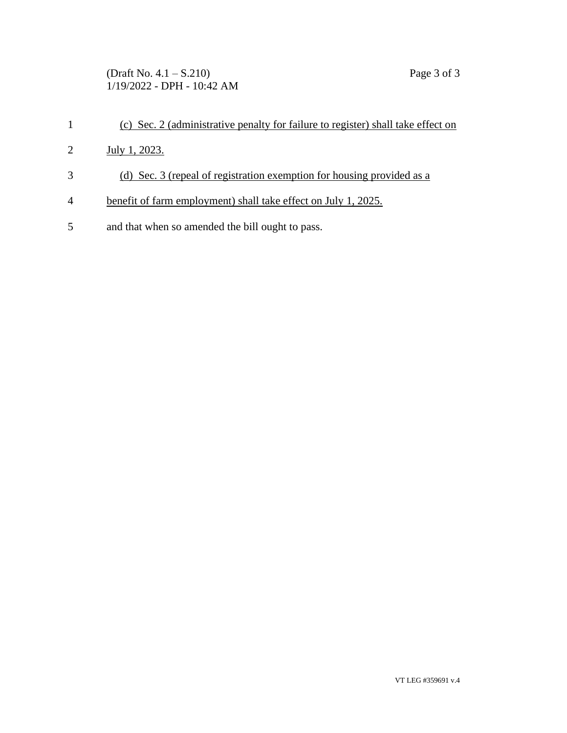(c) Sec. 2 (administrative penalty for failure to register) shall take effect on July 1, 2023.

(d) Sec. 3 (repeal of registration exemption for housing provided as a benefit of farm employment) shall take effect on July 1, 2025.

and that when so amended the bill ought to pass.